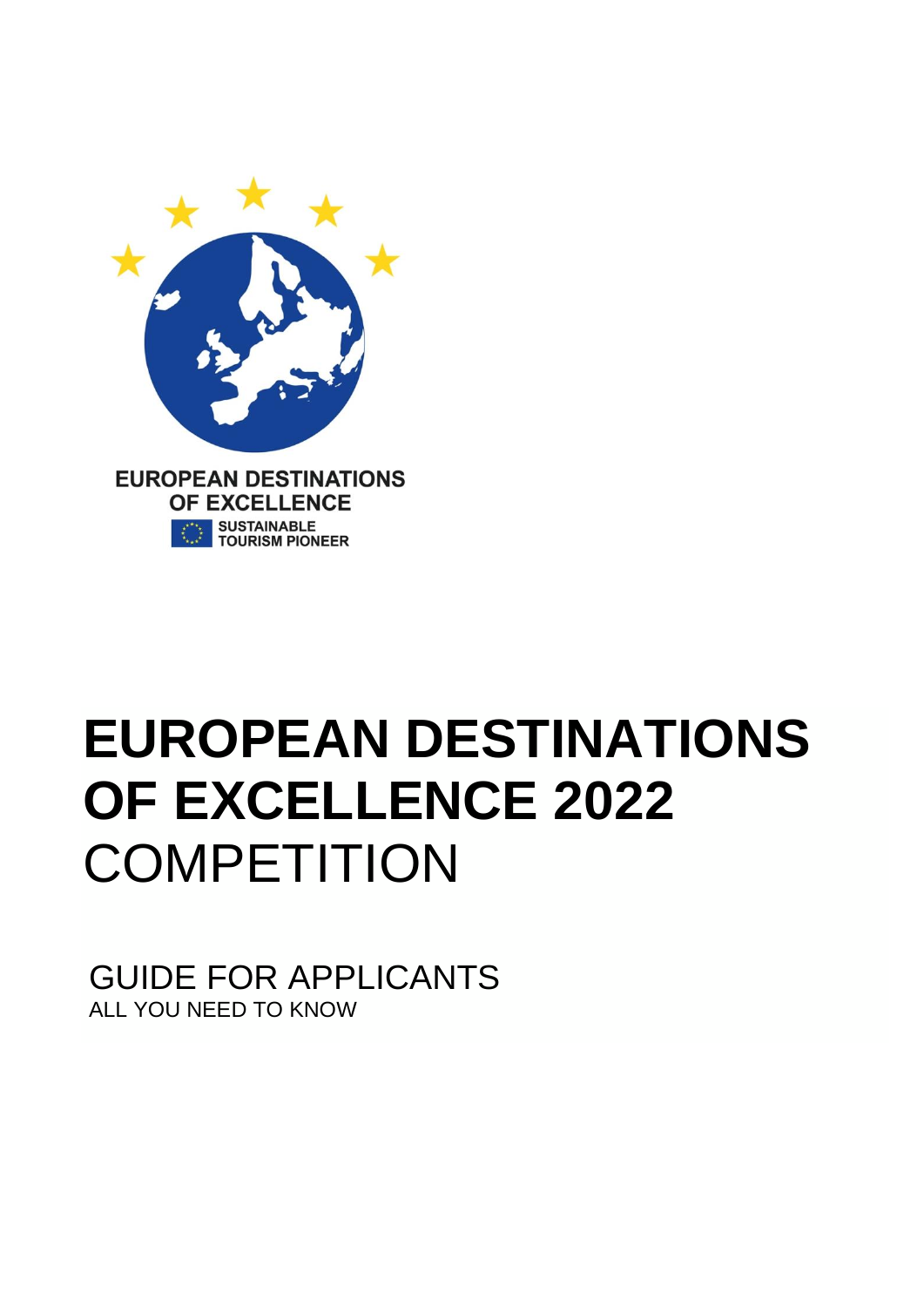EUROPEAN DESTINATIONS OF EXCELLENCE

SUSTAINABLE TOURISM PIONEER

# EUROPEAN DESTINATIONS OF EXCELLENCE 2022 COMPETITION

## GUIDE FOR APPLICANTS

ALL YOU NEED TO KNOW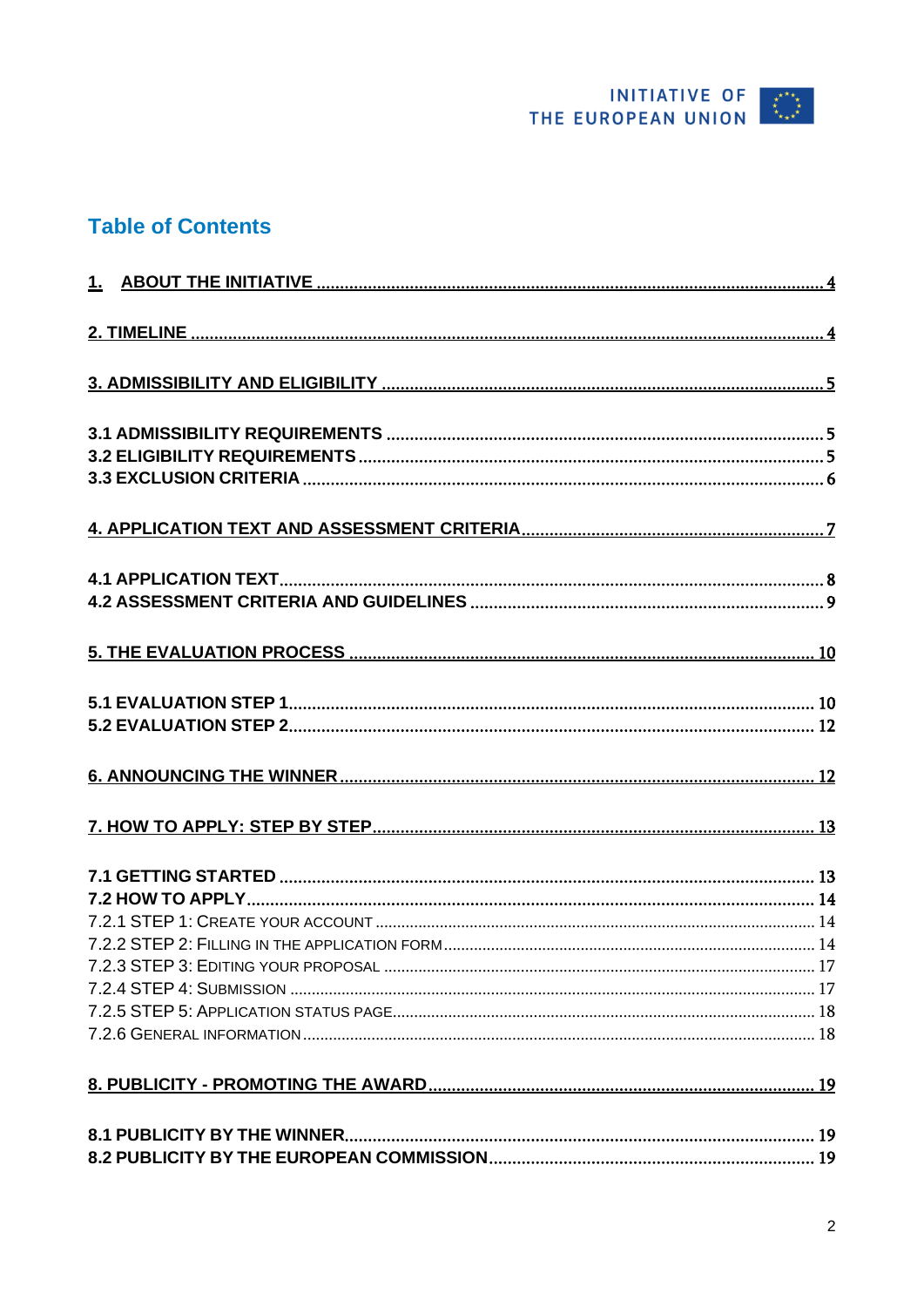## Table of Contents

1. ABOUT THE INITIATIVE ..... 4

2. TIMELINE ..... 4

3. ADMISSIBILITY AND ELIGIBILITY ..... 5

3.1 ADMISSIBILITY REQUIREMENTS ..... 5
3.2 ELIGIBILITY REQUIREMENTS ..... 5
3.3 EXCLUSION CRITERIA ..... 6

4. APPLICATION TEXT AND ASSESSMENT CRITERIA ..... 7

4.1 APPLICATION TEXT ..... 8
4.2 ASSESSMENT CRITERIA AND GUIDELINES ..... 9

5. THE EVALUATION PROCESS ..... 10

5.1 EVALUATION STEP 1 ..... 10
5.2 EVALUATION STEP 2 ..... 12

6. ANNOUNCING THE WINNER ..... 12

7. HOW TO APPLY: STEP BY STEP ..... 13

7.1 GETTING STARTED ..... 13
7.2 HOW TO APPLY ..... 14
7.2.1 STEP 1: CREATE YOUR ACCOUNT ..... 14
7.2.2 STEP 2: FILLING IN THE APPLICATION FORM ..... 14
7.2.3 STEP 3: EDITING YOUR PROPOSAL ..... 17
7.2.4 STEP 4: SUBMISSION ..... 17
7.2.5 STEP 5: APPLICATION STATUS PAGE ..... 18
7.2.6 GENERAL INFORMATION ..... 18

8. PUBLICITY - PROMOTING THE AWARD ..... 19

8.1 PUBLICITY BY THE WINNER ..... 19
8.2 PUBLICITY BY THE EUROPEAN COMMISSION ..... 19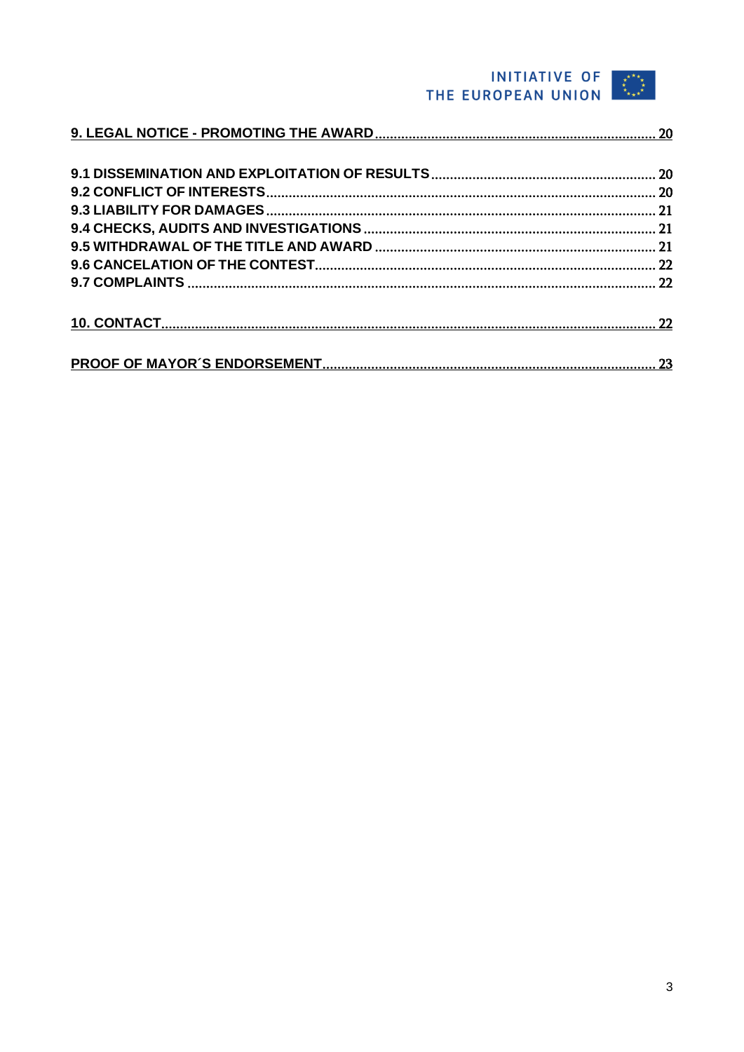**9. LEGAL NOTICE - PROMOTING THE AWARD** .......... 20

**9.1 DISSEMINATION AND EXPLOITATION OF RESULTS** .......... 20
**9.2 CONFLICT OF INTERESTS** .......... 20
**9.3 LIABILITY FOR DAMAGES** .......... 21
**9.4 CHECKS, AUDITS AND INVESTIGATIONS** .......... 21
**9.5 WITHDRAWAL OF THE TITLE AND AWARD** .......... 21
**9.6 CANCELATION OF THE CONTEST** .......... 22
**9.7 COMPLAINTS** .......... 22

**10. CONTACT** .......... 22

**PROOF OF MAYOR´S ENDORSEMENT** .......... 23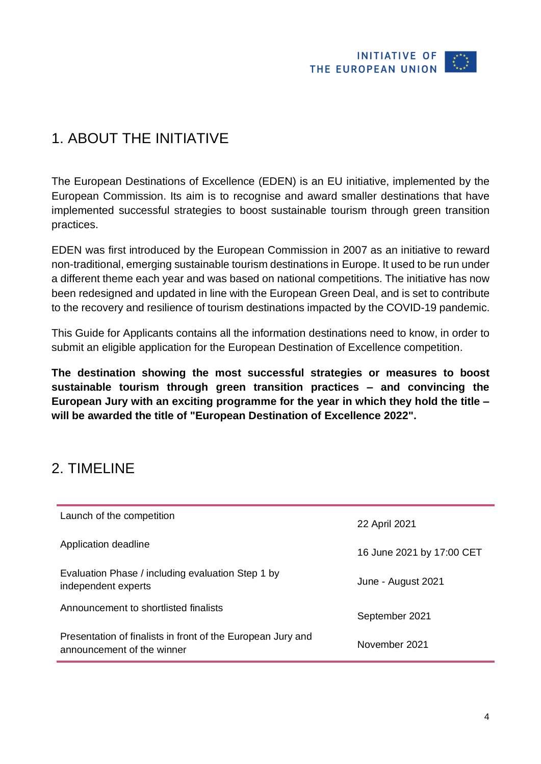## 1. ABOUT THE INITIATIVE

The European Destinations of Excellence (EDEN) is an EU initiative, implemented by the European Commission. Its aim is to recognise and award smaller destinations that have implemented successful strategies to boost sustainable tourism through green transition practices.

EDEN was first introduced by the European Commission in 2007 as an initiative to reward non-traditional, emerging sustainable tourism destinations in Europe. It used to be run under a different theme each year and was based on national competitions. The initiative has now been redesigned and updated in line with the European Green Deal, and is set to contribute to the recovery and resilience of tourism destinations impacted by the COVID-19 pandemic.

This Guide for Applicants contains all the information destinations need to know, in order to submit an eligible application for the European Destination of Excellence competition.

**The destination showing the most successful strategies or measures to boost sustainable tourism through green transition practices – and convincing the European Jury with an exciting programme for the year in which they hold the title – will be awarded the title of "European Destination of Excellence 2022".**

## 2. TIMELINE

| | |
|---|---|
| Launch of the competition | 22 April 2021 |
| Application deadline | 16 June 2021 by 17:00 CET |
| Evaluation Phase / including evaluation Step 1 by independent experts | June - August 2021 |
| Announcement to shortlisted finalists | September 2021 |
| Presentation of finalists in front of the European Jury and announcement of the winner | November 2021 |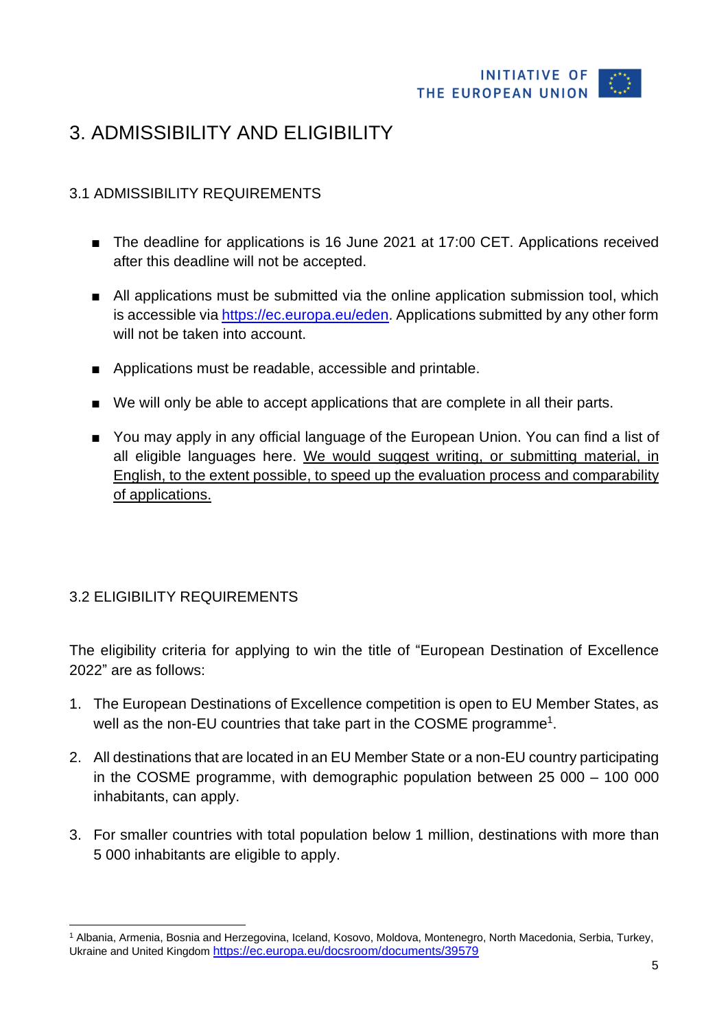# 3. ADMISSIBILITY AND ELIGIBILITY

## 3.1 ADMISSIBILITY REQUIREMENTS

- The deadline for applications is 16 June 2021 at 17:00 CET. Applications received after this deadline will not be accepted.
- All applications must be submitted via the online application submission tool, which is accessible via https://ec.europa.eu/eden. Applications submitted by any other form will not be taken into account.
- Applications must be readable, accessible and printable.
- We will only be able to accept applications that are complete in all their parts.
- You may apply in any official language of the European Union. You can find a list of all eligible languages here. We would suggest writing, or submitting material, in English, to the extent possible, to speed up the evaluation process and comparability of applications.

## 3.2 ELIGIBILITY REQUIREMENTS

The eligibility criteria for applying to win the title of "European Destination of Excellence 2022" are as follows:

1. The European Destinations of Excellence competition is open to EU Member States, as well as the non-EU countries that take part in the COSME programme[1].
2. All destinations that are located in an EU Member State or a non-EU country participating in the COSME programme, with demographic population between 25 000 – 100 000 inhabitants, can apply.
3. For smaller countries with total population below 1 million, destinations with more than 5 000 inhabitants are eligible to apply.

[1] Albania, Armenia, Bosnia and Herzegovina, Iceland, Kosovo, Moldova, Montenegro, North Macedonia, Serbia, Turkey, Ukraine and United Kingdom https://ec.europa.eu/docsroom/documents/39579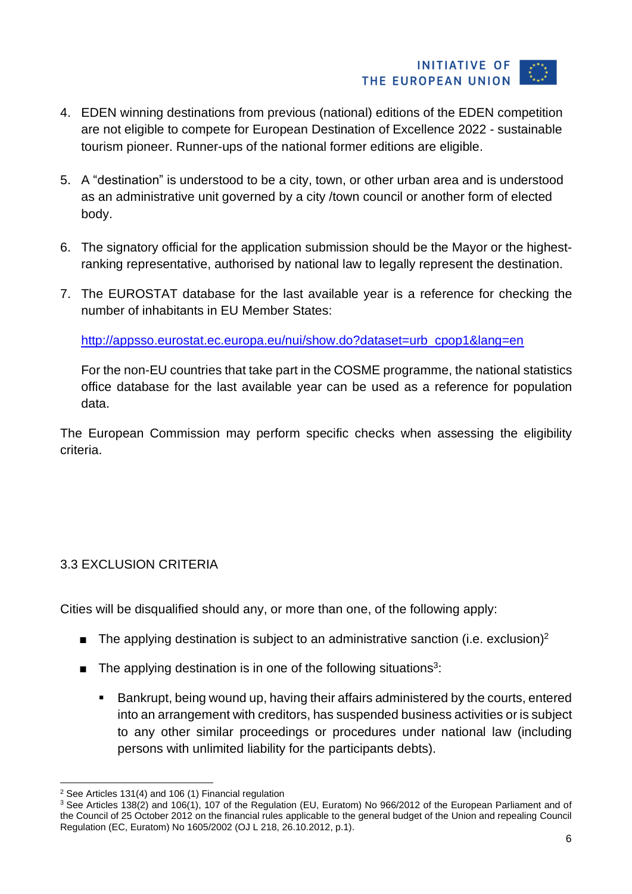4. EDEN winning destinations from previous (national) editions of the EDEN competition are not eligible to compete for European Destination of Excellence 2022 - sustainable tourism pioneer. Runner-ups of the national former editions are eligible.

5. A "destination" is understood to be a city, town, or other urban area and is understood as an administrative unit governed by a city /town council or another form of elected body.

6. The signatory official for the application submission should be the Mayor or the highest-ranking representative, authorised by national law to legally represent the destination.

7. The EUROSTAT database for the last available year is a reference for checking the number of inhabitants in EU Member States:

   http://appsso.eurostat.ec.europa.eu/nui/show.do?dataset=urb_cpop1&lang=en

   For the non-EU countries that take part in the COSME programme, the national statistics office database for the last available year can be used as a reference for population data.

The European Commission may perform specific checks when assessing the eligibility criteria.

### 3.3 EXCLUSION CRITERIA

Cities will be disqualified should any, or more than one, of the following apply:

- The applying destination is subject to an administrative sanction (i.e. exclusion)[2]
- The applying destination is in one of the following situations[3]:
  - Bankrupt, being wound up, having their affairs administered by the courts, entered into an arrangement with creditors, has suspended business activities or is subject to any other similar proceedings or procedures under national law (including persons with unlimited liability for the participants debts).

---

[2] See Articles 131(4) and 106 (1) Financial regulation

[3] See Articles 138(2) and 106(1), 107 of the Regulation (EU, Euratom) No 966/2012 of the European Parliament and of the Council of 25 October 2012 on the financial rules applicable to the general budget of the Union and repealing Council Regulation (EC, Euratom) No 1605/2002 (OJ L 218, 26.10.2012, p.1).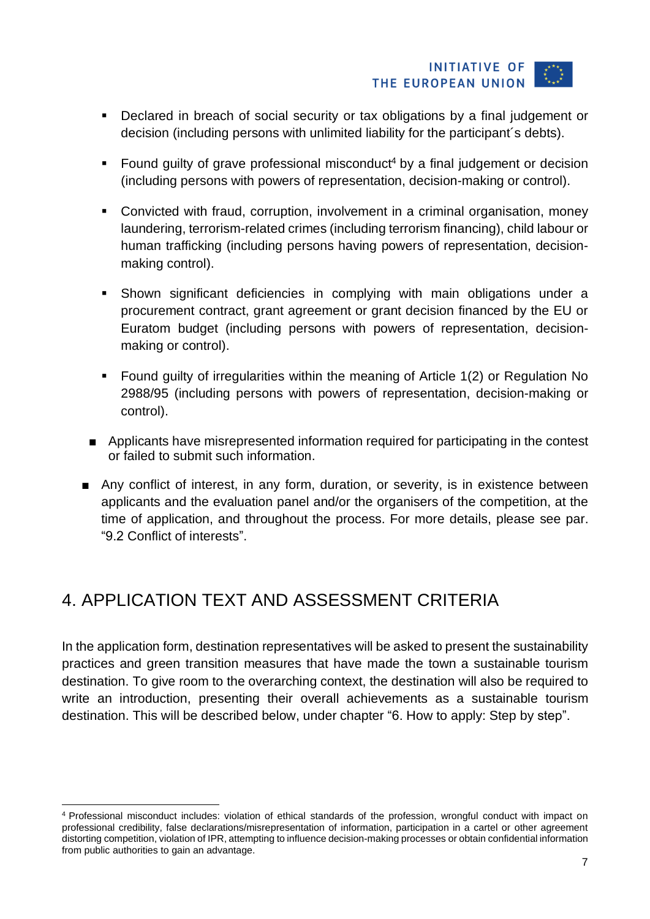- Declared in breach of social security or tax obligations by a final judgement or decision (including persons with unlimited liability for the participant´s debts).
- Found guilty of grave professional misconduct[4] by a final judgement or decision (including persons with powers of representation, decision-making or control).
- Convicted with fraud, corruption, involvement in a criminal organisation, money laundering, terrorism-related crimes (including terrorism financing), child labour or human trafficking (including persons having powers of representation, decision-making control).
- Shown significant deficiencies in complying with main obligations under a procurement contract, grant agreement or grant decision financed by the EU or Euratom budget (including persons with powers of representation, decision-making or control).
- Found guilty of irregularities within the meaning of Article 1(2) or Regulation No 2988/95 (including persons with powers of representation, decision-making or control).

- Applicants have misrepresented information required for participating in the contest or failed to submit such information.
- Any conflict of interest, in any form, duration, or severity, is in existence between applicants and the evaluation panel and/or the organisers of the competition, at the time of application, and throughout the process. For more details, please see par. "9.2 Conflict of interests".

# 4. APPLICATION TEXT AND ASSESSMENT CRITERIA

In the application form, destination representatives will be asked to present the sustainability practices and green transition measures that have made the town a sustainable tourism destination. To give room to the overarching context, the destination will also be required to write an introduction, presenting their overall achievements as a sustainable tourism destination. This will be described below, under chapter "6. How to apply: Step by step".

[4] Professional misconduct includes: violation of ethical standards of the profession, wrongful conduct with impact on professional credibility, false declarations/misrepresentation of information, participation in a cartel or other agreement distorting competition, violation of IPR, attempting to influence decision-making processes or obtain confidential information from public authorities to gain an advantage.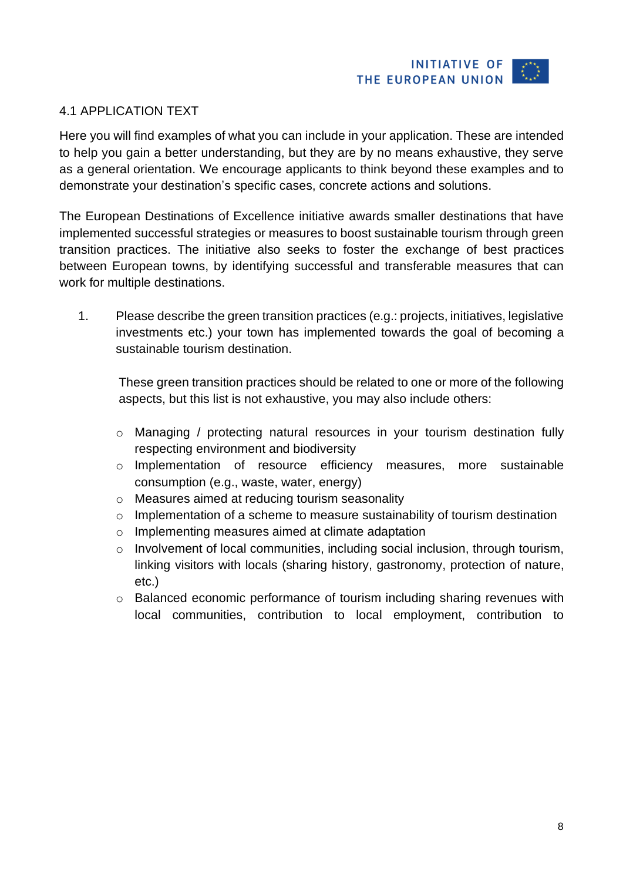## 4.1 APPLICATION TEXT

Here you will find examples of what you can include in your application. These are intended to help you gain a better understanding, but they are by no means exhaustive, they serve as a general orientation. We encourage applicants to think beyond these examples and to demonstrate your destination's specific cases, concrete actions and solutions.

The European Destinations of Excellence initiative awards smaller destinations that have implemented successful strategies or measures to boost sustainable tourism through green transition practices. The initiative also seeks to foster the exchange of best practices between European towns, by identifying successful and transferable measures that can work for multiple destinations.

1. Please describe the green transition practices (e.g.: projects, initiatives, legislative investments etc.) your town has implemented towards the goal of becoming a sustainable tourism destination.

   These green transition practices should be related to one or more of the following aspects, but this list is not exhaustive, you may also include others:

   - Managing / protecting natural resources in your tourism destination fully respecting environment and biodiversity
   - Implementation of resource efficiency measures, more sustainable consumption (e.g., waste, water, energy)
   - Measures aimed at reducing tourism seasonality
   - Implementation of a scheme to measure sustainability of tourism destination
   - Implementing measures aimed at climate adaptation
   - Involvement of local communities, including social inclusion, through tourism, linking visitors with locals (sharing history, gastronomy, protection of nature, etc.)
   - Balanced economic performance of tourism including sharing revenues with local communities, contribution to local employment, contribution to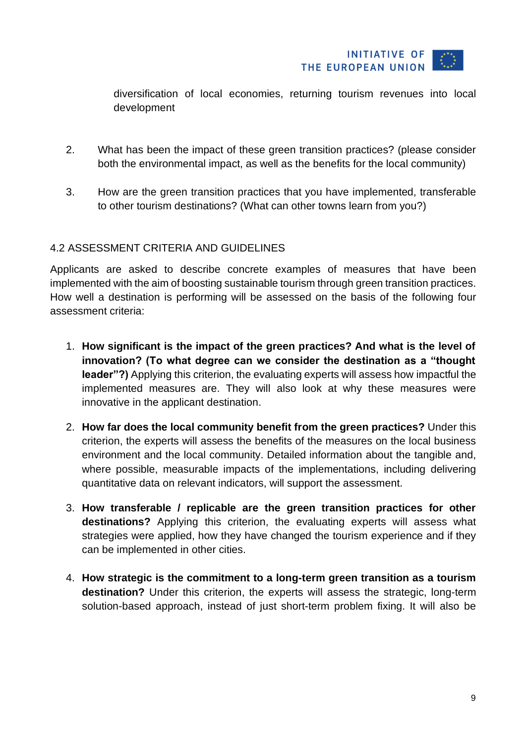diversification of local economies, returning tourism revenues into local development

2. What has been the impact of these green transition practices? (please consider both the environmental impact, as well as the benefits for the local community)

3. How are the green transition practices that you have implemented, transferable to other tourism destinations? (What can other towns learn from you?)

### 4.2 ASSESSMENT CRITERIA AND GUIDELINES

Applicants are asked to describe concrete examples of measures that have been implemented with the aim of boosting sustainable tourism through green transition practices. How well a destination is performing will be assessed on the basis of the following four assessment criteria:

1. **How significant is the impact of the green practices? And what is the level of innovation? (To what degree can we consider the destination as a "thought leader"?)** Applying this criterion, the evaluating experts will assess how impactful the implemented measures are. They will also look at why these measures were innovative in the applicant destination.

2. **How far does the local community benefit from the green practices?** Under this criterion, the experts will assess the benefits of the measures on the local business environment and the local community. Detailed information about the tangible and, where possible, measurable impacts of the implementations, including delivering quantitative data on relevant indicators, will support the assessment.

3. **How transferable / replicable are the green transition practices for other destinations?** Applying this criterion, the evaluating experts will assess what strategies were applied, how they have changed the tourism experience and if they can be implemented in other cities.

4. **How strategic is the commitment to a long-term green transition as a tourism destination?** Under this criterion, the experts will assess the strategic, long-term solution-based approach, instead of just short-term problem fixing. It will also be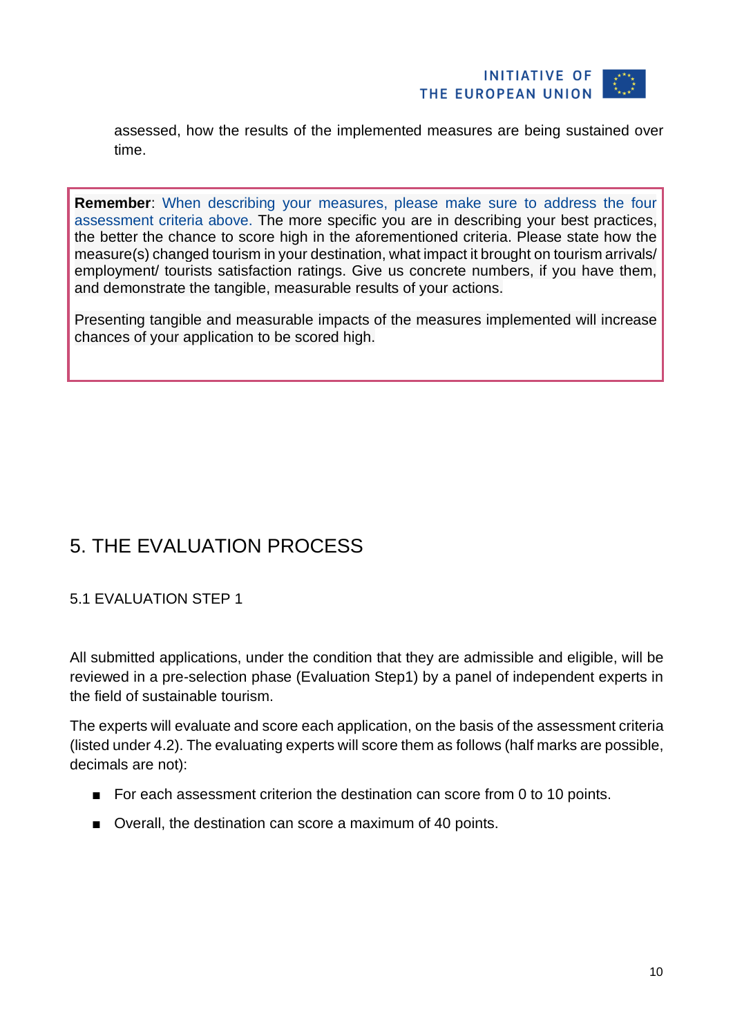assessed, how the results of the implemented measures are being sustained over time.

> **Remember**: When describing your measures, please make sure to address the four assessment criteria above. The more specific you are in describing your best practices, the better the chance to score high in the aforementioned criteria. Please state how the measure(s) changed tourism in your destination, what impact it brought on tourism arrivals/ employment/ tourists satisfaction ratings. Give us concrete numbers, if you have them, and demonstrate the tangible, measurable results of your actions.
>
> Presenting tangible and measurable impacts of the measures implemented will increase chances of your application to be scored high.

# 5. THE EVALUATION PROCESS

## 5.1 EVALUATION STEP 1

All submitted applications, under the condition that they are admissible and eligible, will be reviewed in a pre-selection phase (Evaluation Step1) by a panel of independent experts in the field of sustainable tourism.

The experts will evaluate and score each application, on the basis of the assessment criteria (listed under 4.2). The evaluating experts will score them as follows (half marks are possible, decimals are not):

- For each assessment criterion the destination can score from 0 to 10 points.
- Overall, the destination can score a maximum of 40 points.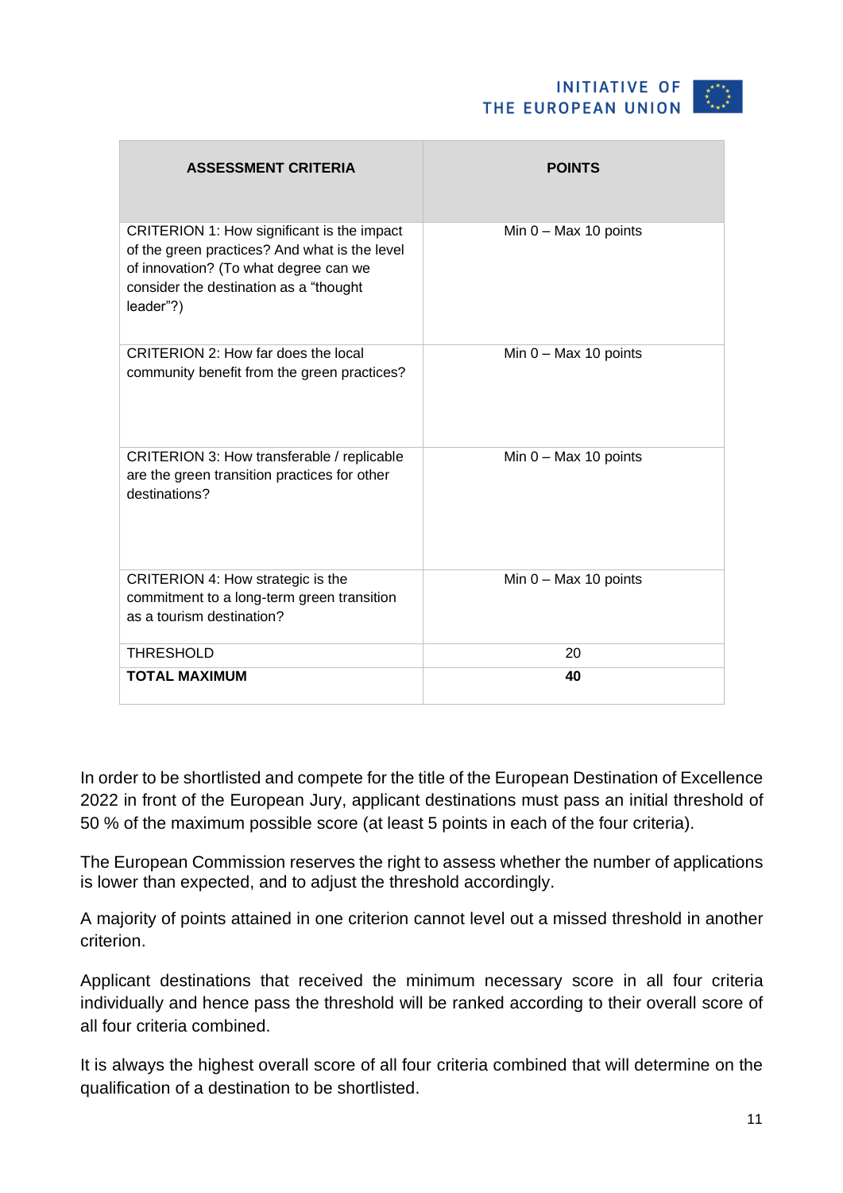| ASSESSMENT CRITERIA | POINTS |
|---|---|
| CRITERION 1: How significant is the impact of the green practices? And what is the level of innovation? (To what degree can we consider the destination as a "thought leader"?) | Min 0 – Max 10 points |
| CRITERION 2: How far does the local community benefit from the green practices? | Min 0 – Max 10 points |
| CRITERION 3: How transferable / replicable are the green transition practices for other destinations? | Min 0 – Max 10 points |
| CRITERION 4: How strategic is the commitment to a long-term green transition as a tourism destination? | Min 0 – Max 10 points |
| THRESHOLD | 20 |
| **TOTAL MAXIMUM** | **40** |

In order to be shortlisted and compete for the title of the European Destination of Excellence 2022 in front of the European Jury, applicant destinations must pass an initial threshold of 50 % of the maximum possible score (at least 5 points in each of the four criteria).

The European Commission reserves the right to assess whether the number of applications is lower than expected, and to adjust the threshold accordingly.

A majority of points attained in one criterion cannot level out a missed threshold in another criterion.

Applicant destinations that received the minimum necessary score in all four criteria individually and hence pass the threshold will be ranked according to their overall score of all four criteria combined.

It is always the highest overall score of all four criteria combined that will determine on the qualification of a destination to be shortlisted.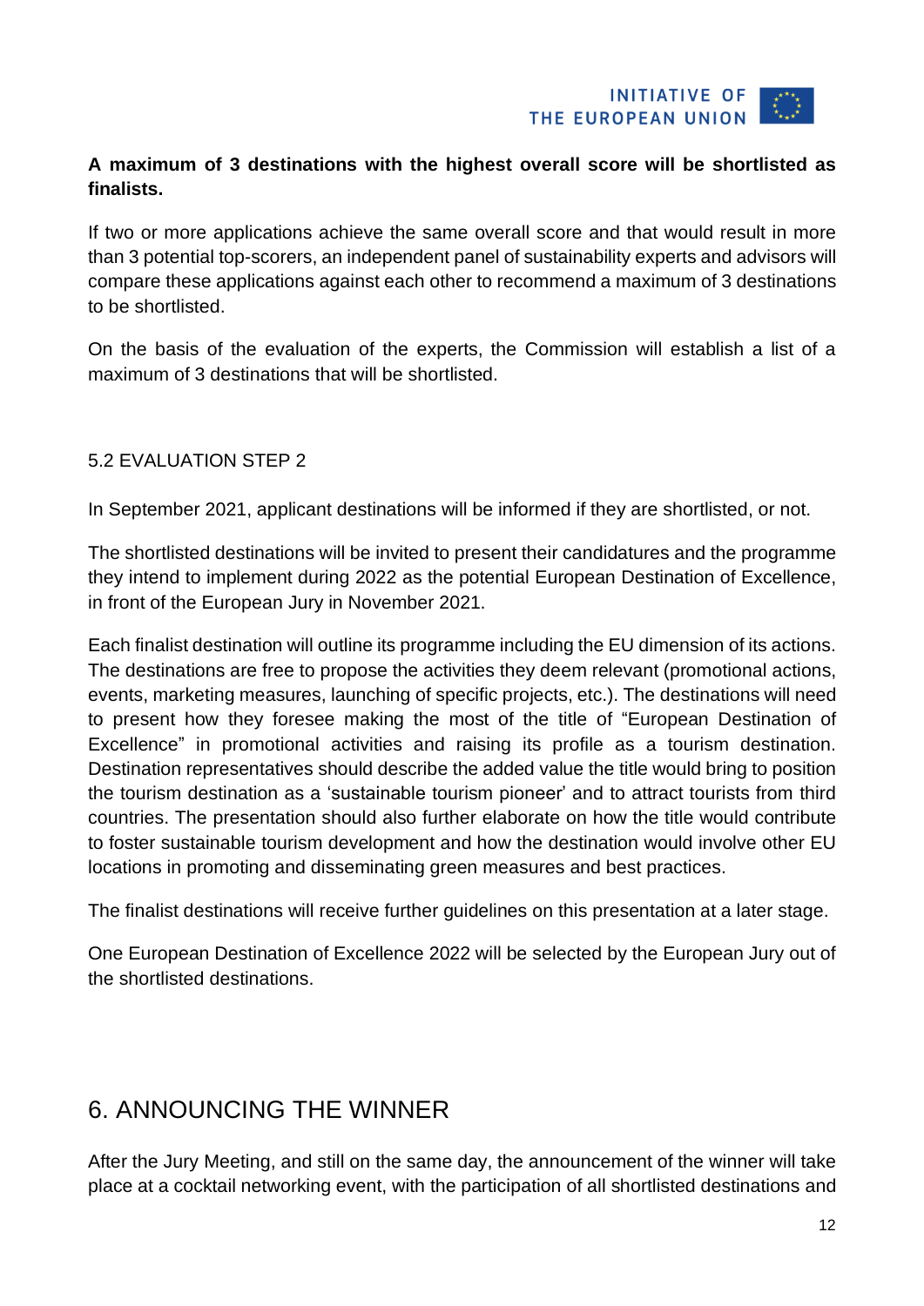**A maximum of 3 destinations with the highest overall score will be shortlisted as finalists.**

If two or more applications achieve the same overall score and that would result in more than 3 potential top-scorers, an independent panel of sustainability experts and advisors will compare these applications against each other to recommend a maximum of 3 destinations to be shortlisted.

On the basis of the evaluation of the experts, the Commission will establish a list of a maximum of 3 destinations that will be shortlisted.

### 5.2 EVALUATION STEP 2

In September 2021, applicant destinations will be informed if they are shortlisted, or not.

The shortlisted destinations will be invited to present their candidatures and the programme they intend to implement during 2022 as the potential European Destination of Excellence, in front of the European Jury in November 2021.

Each finalist destination will outline its programme including the EU dimension of its actions. The destinations are free to propose the activities they deem relevant (promotional actions, events, marketing measures, launching of specific projects, etc.). The destinations will need to present how they foresee making the most of the title of "European Destination of Excellence" in promotional activities and raising its profile as a tourism destination. Destination representatives should describe the added value the title would bring to position the tourism destination as a 'sustainable tourism pioneer' and to attract tourists from third countries. The presentation should also further elaborate on how the title would contribute to foster sustainable tourism development and how the destination would involve other EU locations in promoting and disseminating green measures and best practices.

The finalist destinations will receive further guidelines on this presentation at a later stage.

One European Destination of Excellence 2022 will be selected by the European Jury out of the shortlisted destinations.

## 6. ANNOUNCING THE WINNER

After the Jury Meeting, and still on the same day, the announcement of the winner will take place at a cocktail networking event, with the participation of all shortlisted destinations and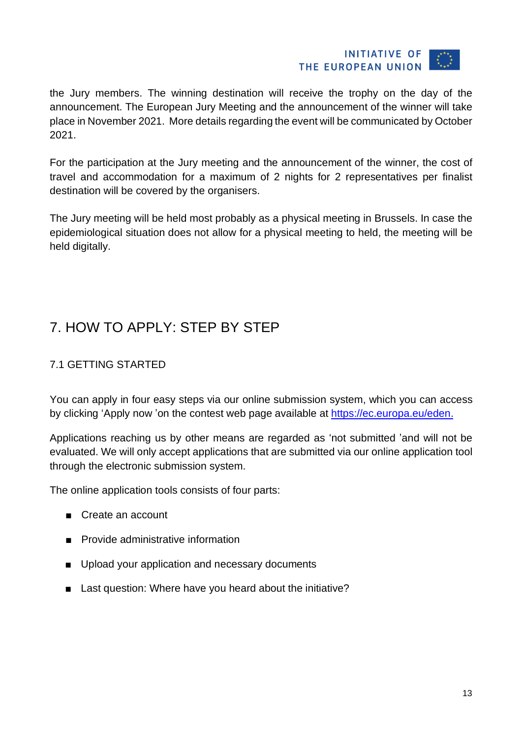the Jury members. The winning destination will receive the trophy on the day of the announcement. The European Jury Meeting and the announcement of the winner will take place in November 2021. More details regarding the event will be communicated by October 2021.

For the participation at the Jury meeting and the announcement of the winner, the cost of travel and accommodation for a maximum of 2 nights for 2 representatives per finalist destination will be covered by the organisers.

The Jury meeting will be held most probably as a physical meeting in Brussels. In case the epidemiological situation does not allow for a physical meeting to held, the meeting will be held digitally.

# 7. HOW TO APPLY: STEP BY STEP

## 7.1 GETTING STARTED

You can apply in four easy steps via our online submission system, which you can access by clicking 'Apply now 'on the contest web page available at [https://ec.europa.eu/eden.](https://ec.europa.eu/eden)

Applications reaching us by other means are regarded as 'not submitted 'and will not be evaluated. We will only accept applications that are submitted via our online application tool through the electronic submission system.

The online application tools consists of four parts:

- Create an account
- Provide administrative information
- Upload your application and necessary documents
- Last question: Where have you heard about the initiative?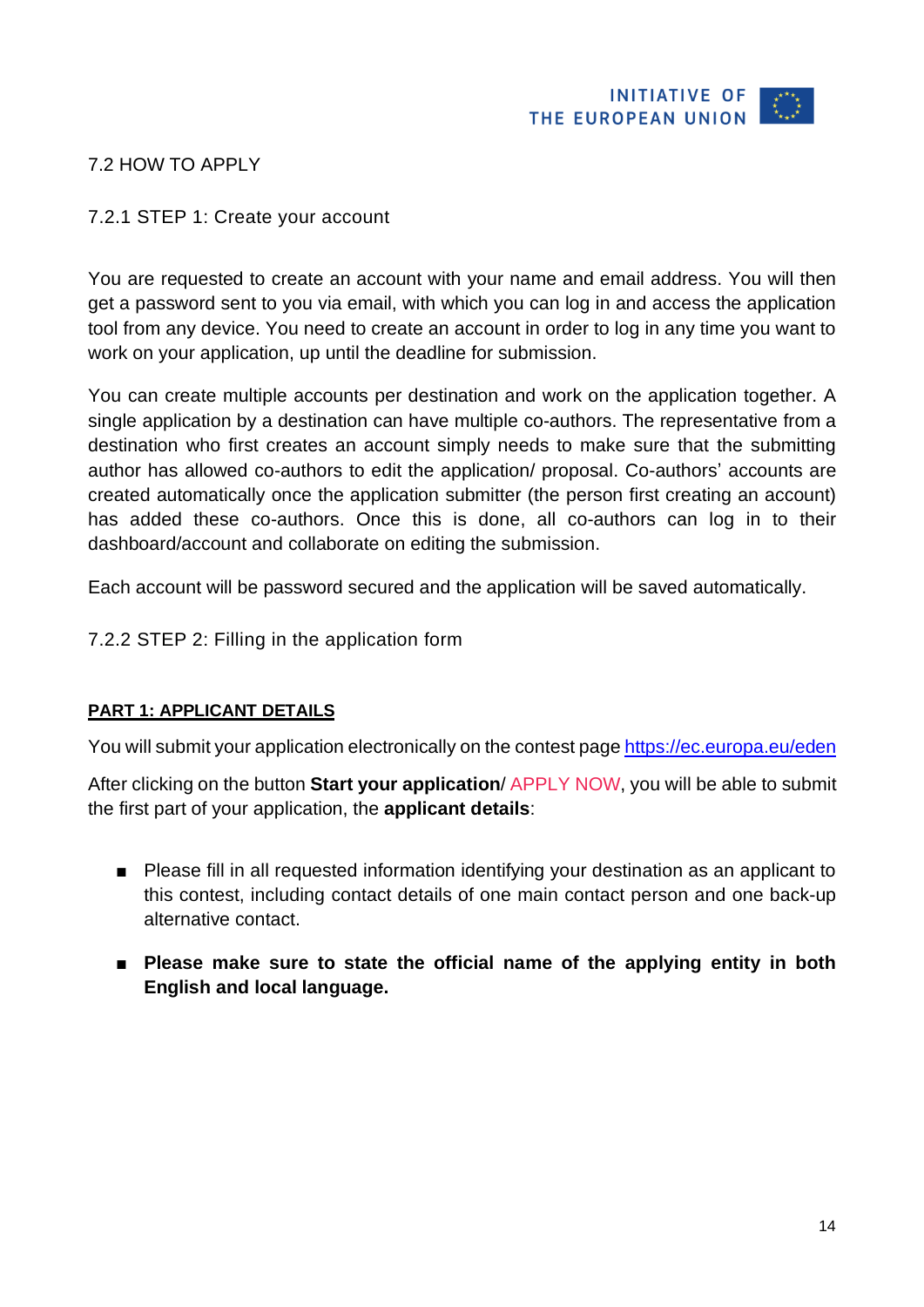## 7.2 HOW TO APPLY

### 7.2.1 STEP 1: Create your account

You are requested to create an account with your name and email address. You will then get a password sent to you via email, with which you can log in and access the application tool from any device. You need to create an account in order to log in any time you want to work on your application, up until the deadline for submission.

You can create multiple accounts per destination and work on the application together. A single application by a destination can have multiple co-authors. The representative from a destination who first creates an account simply needs to make sure that the submitting author has allowed co-authors to edit the application/ proposal. Co-authors' accounts are created automatically once the application submitter (the person first creating an account) has added these co-authors. Once this is done, all co-authors can log in to their dashboard/account and collaborate on editing the submission.

Each account will be password secured and the application will be saved automatically.

### 7.2.2 STEP 2: Filling in the application form

**PART 1: APPLICANT DETAILS**

You will submit your application electronically on the contest page [https://ec.europa.eu/eden](https://ec.europa.eu/eden)

After clicking on the button **Start your application**/ APPLY NOW, you will be able to submit the first part of your application, the **applicant details**:

- Please fill in all requested information identifying your destination as an applicant to this contest, including contact details of one main contact person and one back-up alternative contact.
- **Please make sure to state the official name of the applying entity in both English and local language.**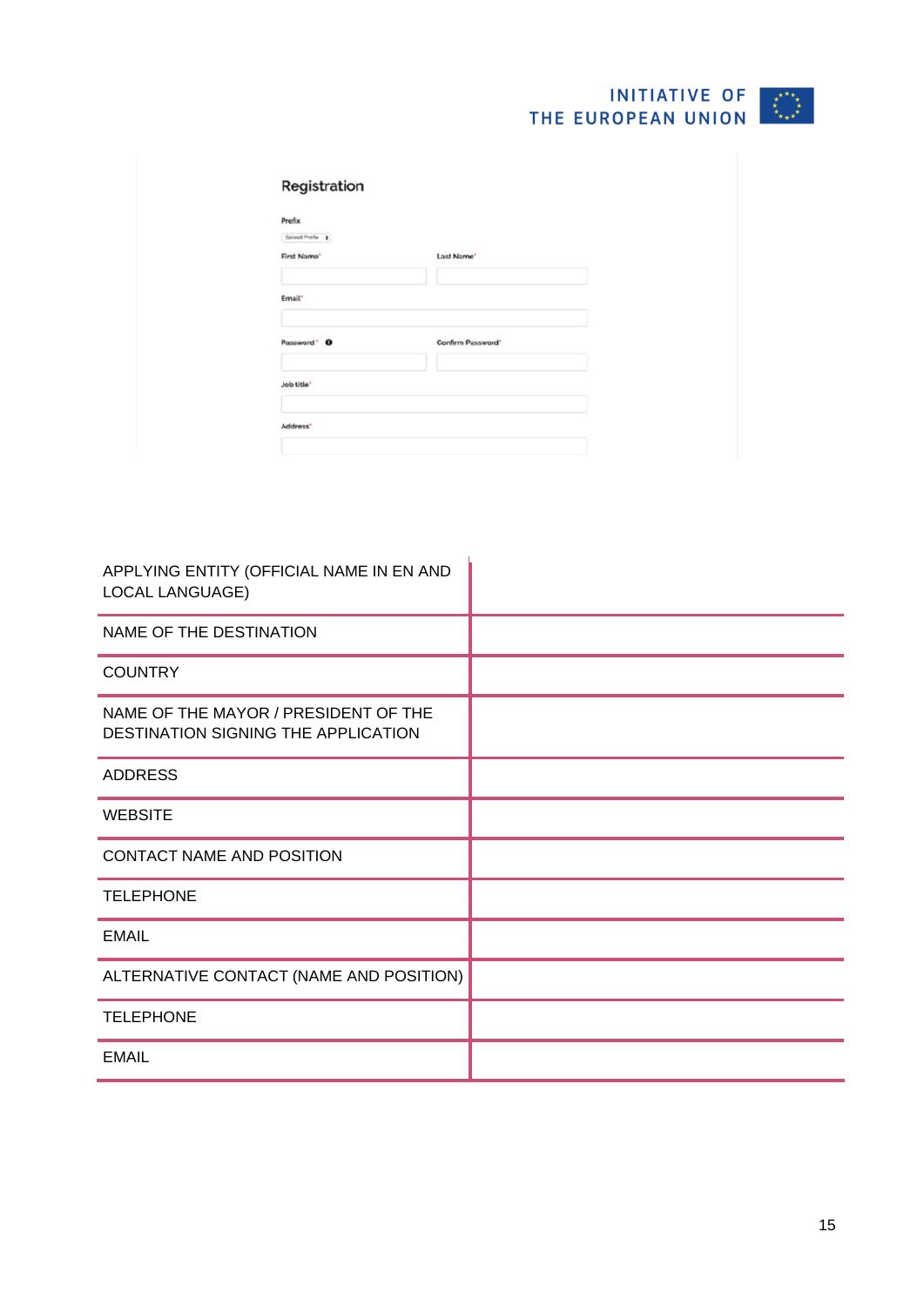INITIATIVE OF THE EUROPEAN UNION

Registration

Prefix

Select Prefix

First Name*

Last Name*

Email*

Password*

Confirm Password*

Job title*

Address*

| | |
|---|---|
| APPLYING ENTITY (OFFICIAL NAME IN EN AND LOCAL LANGUAGE) | |
| NAME OF THE DESTINATION | |
| COUNTRY | |
| NAME OF THE MAYOR / PRESIDENT OF THE DESTINATION SIGNING THE APPLICATION | |
| ADDRESS | |
| WEBSITE | |
| CONTACT NAME AND POSITION | |
| TELEPHONE | |
| EMAIL | |
| ALTERNATIVE CONTACT (NAME AND POSITION) | |
| TELEPHONE | |
| EMAIL | |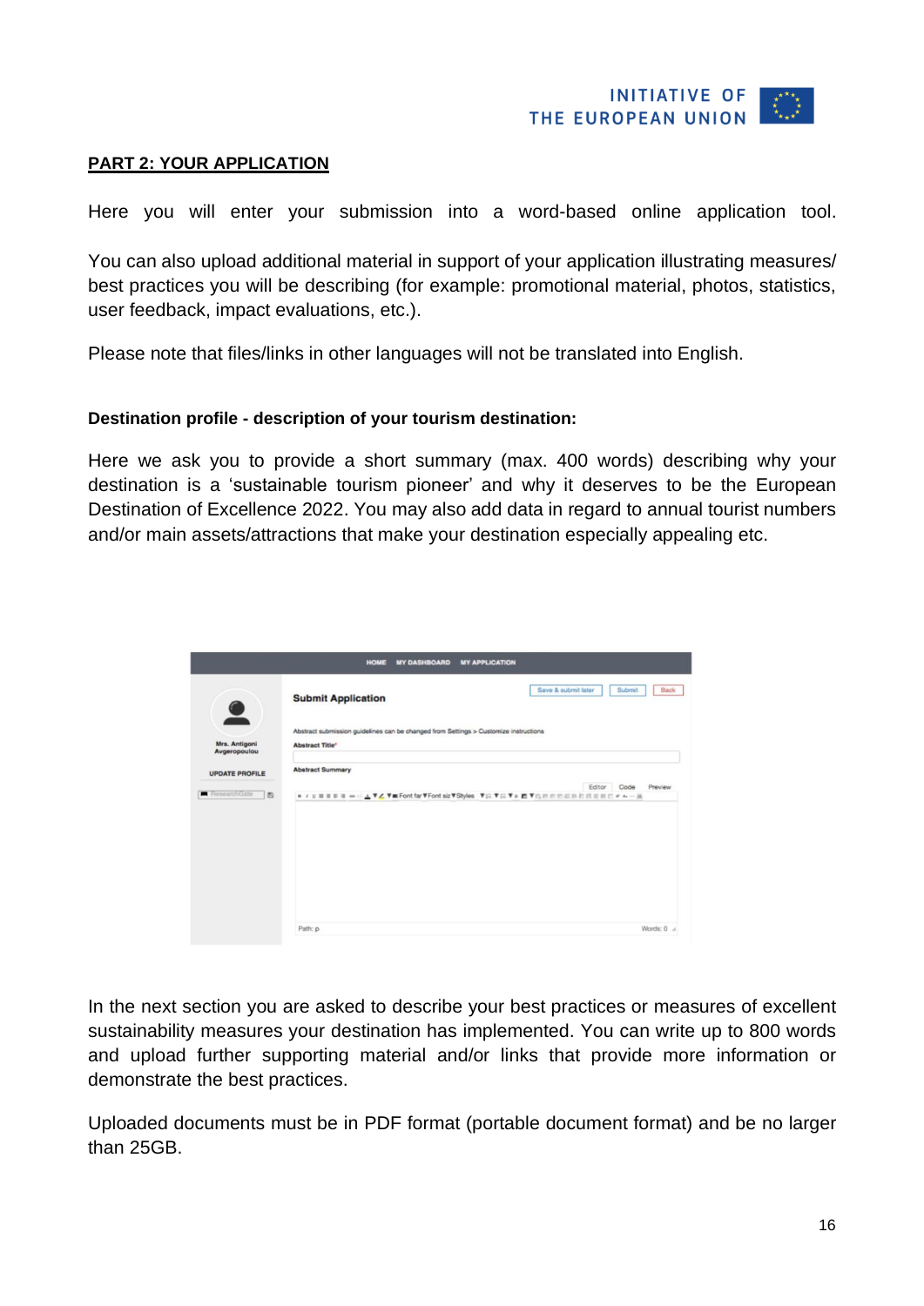## PART 2: YOUR APPLICATION

Here you will enter your submission into a word-based online application tool.

You can also upload additional material in support of your application illustrating measures/ best practices you will be describing (for example: promotional material, photos, statistics, user feedback, impact evaluations, etc.).

Please note that files/links in other languages will not be translated into English.

**Destination profile - description of your tourism destination:**

Here we ask you to provide a short summary (max. 400 words) describing why your destination is a 'sustainable tourism pioneer' and why it deserves to be the European Destination of Excellence 2022. You may also add data in regard to annual tourist numbers and/or main assets/attractions that make your destination especially appealing etc.

In the next section you are asked to describe your best practices or measures of excellent sustainability measures your destination has implemented. You can write up to 800 words and upload further supporting material and/or links that provide more information or demonstrate the best practices.

Uploaded documents must be in PDF format (portable document format) and be no larger than 25GB.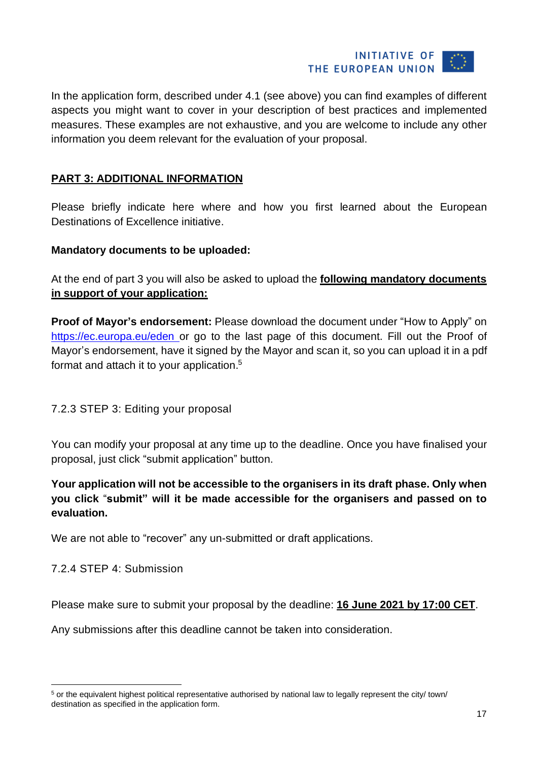In the application form, described under 4.1 (see above) you can find examples of different aspects you might want to cover in your description of best practices and implemented measures. These examples are not exhaustive, and you are welcome to include any other information you deem relevant for the evaluation of your proposal.

**PART 3: ADDITIONAL INFORMATION**

Please briefly indicate here where and how you first learned about the European Destinations of Excellence initiative.

**Mandatory documents to be uploaded:**

At the end of part 3 you will also be asked to upload the **following mandatory documents in support of your application:**

**Proof of Mayor's endorsement:** Please download the document under "How to Apply" on https://ec.europa.eu/eden or go to the last page of this document. Fill out the Proof of Mayor's endorsement, have it signed by the Mayor and scan it, so you can upload it in a pdf format and attach it to your application.[5]

### 7.2.3 STEP 3: Editing your proposal

You can modify your proposal at any time up to the deadline. Once you have finalised your proposal, just click "submit application" button.

**Your application will not be accessible to the organisers in its draft phase. Only when you click "submit" will it be made accessible for the organisers and passed on to evaluation.**

We are not able to "recover" any un-submitted or draft applications.

### 7.2.4 STEP 4: Submission

Please make sure to submit your proposal by the deadline: **16 June 2021 by 17:00 CET**.

Any submissions after this deadline cannot be taken into consideration.

---

[5] or the equivalent highest political representative authorised by national law to legally represent the city/ town/ destination as specified in the application form.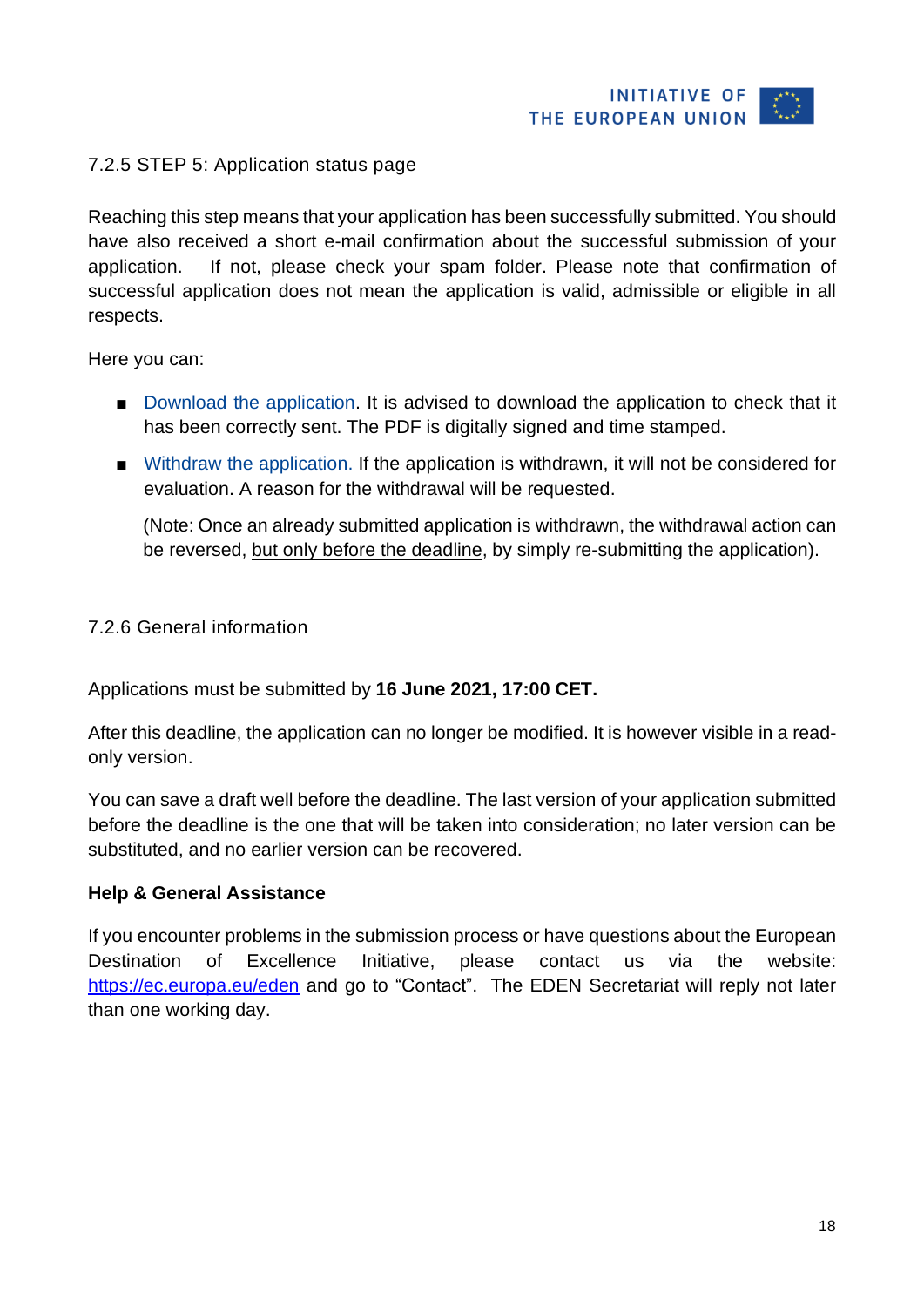### 7.2.5 STEP 5: Application status page

Reaching this step means that your application has been successfully submitted. You should have also received a short e-mail confirmation about the successful submission of your application. If not, please check your spam folder. Please note that confirmation of successful application does not mean the application is valid, admissible or eligible in all respects.

Here you can:

- Download the application. It is advised to download the application to check that it has been correctly sent. The PDF is digitally signed and time stamped.
- Withdraw the application. If the application is withdrawn, it will not be considered for evaluation. A reason for the withdrawal will be requested.

  (Note: Once an already submitted application is withdrawn, the withdrawal action can be reversed, but only before the deadline, by simply re-submitting the application).

### 7.2.6 General information

Applications must be submitted by **16 June 2021, 17:00 CET.**

After this deadline, the application can no longer be modified. It is however visible in a read-only version.

You can save a draft well before the deadline. The last version of your application submitted before the deadline is the one that will be taken into consideration; no later version can be substituted, and no earlier version can be recovered.

**Help & General Assistance**

If you encounter problems in the submission process or have questions about the European Destination of Excellence Initiative, please contact us via the website: https://ec.europa.eu/eden and go to "Contact". The EDEN Secretariat will reply not later than one working day.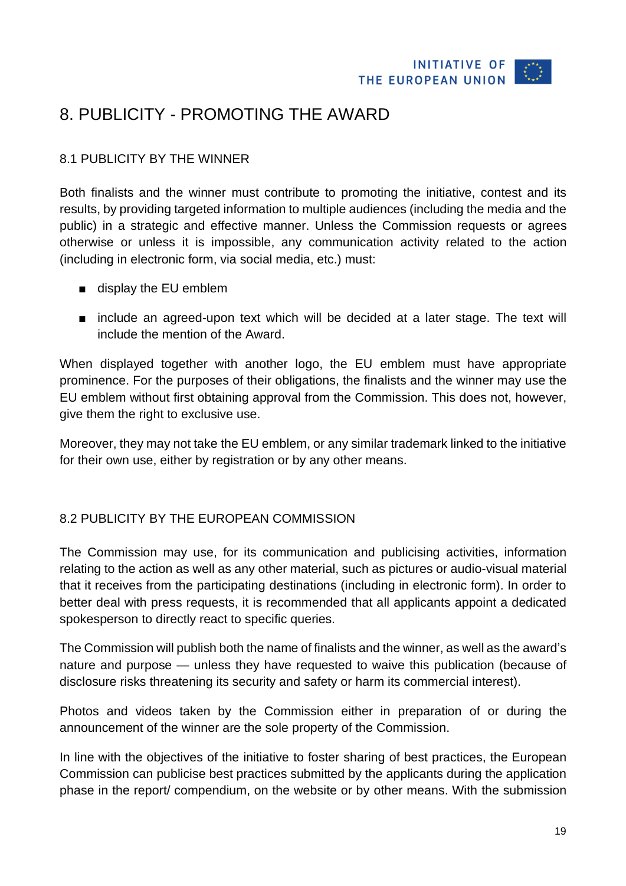# 8. PUBLICITY - PROMOTING THE AWARD

## 8.1 PUBLICITY BY THE WINNER

Both finalists and the winner must contribute to promoting the initiative, contest and its results, by providing targeted information to multiple audiences (including the media and the public) in a strategic and effective manner. Unless the Commission requests or agrees otherwise or unless it is impossible, any communication activity related to the action (including in electronic form, via social media, etc.) must:

- display the EU emblem
- include an agreed-upon text which will be decided at a later stage. The text will include the mention of the Award.

When displayed together with another logo, the EU emblem must have appropriate prominence. For the purposes of their obligations, the finalists and the winner may use the EU emblem without first obtaining approval from the Commission. This does not, however, give them the right to exclusive use.

Moreover, they may not take the EU emblem, or any similar trademark linked to the initiative for their own use, either by registration or by any other means.

## 8.2 PUBLICITY BY THE EUROPEAN COMMISSION

The Commission may use, for its communication and publicising activities, information relating to the action as well as any other material, such as pictures or audio-visual material that it receives from the participating destinations (including in electronic form). In order to better deal with press requests, it is recommended that all applicants appoint a dedicated spokesperson to directly react to specific queries.

The Commission will publish both the name of finalists and the winner, as well as the award's nature and purpose — unless they have requested to waive this publication (because of disclosure risks threatening its security and safety or harm its commercial interest).

Photos and videos taken by the Commission either in preparation of or during the announcement of the winner are the sole property of the Commission.

In line with the objectives of the initiative to foster sharing of best practices, the European Commission can publicise best practices submitted by the applicants during the application phase in the report/ compendium, on the website or by other means. With the submission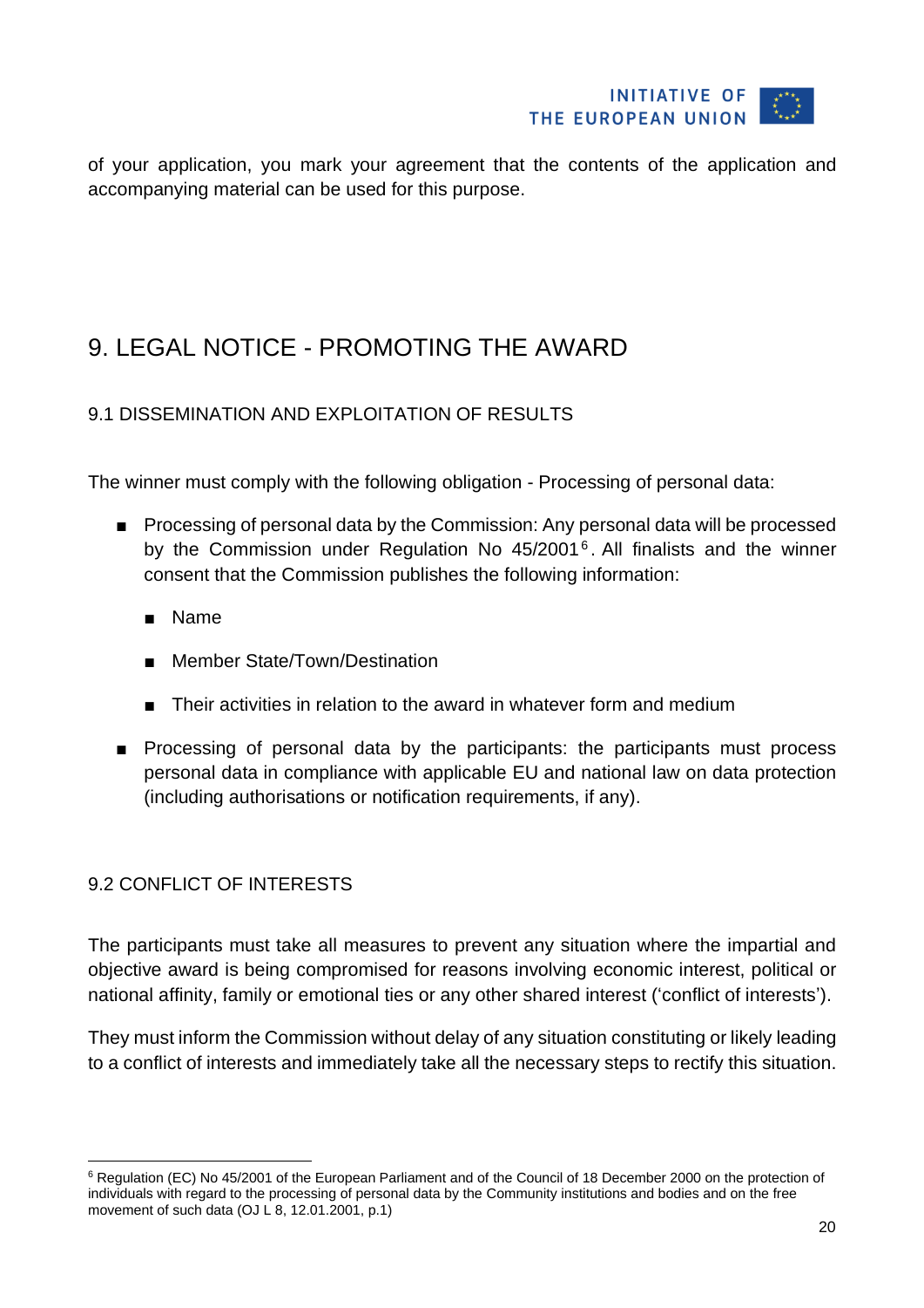of your application, you mark your agreement that the contents of the application and accompanying material can be used for this purpose.

# 9. LEGAL NOTICE - PROMOTING THE AWARD

## 9.1 DISSEMINATION AND EXPLOITATION OF RESULTS

The winner must comply with the following obligation - Processing of personal data:

- Processing of personal data by the Commission: Any personal data will be processed by the Commission under Regulation No 45/2001[6]. All finalists and the winner consent that the Commission publishes the following information:
  - Name
  - Member State/Town/Destination
  - Their activities in relation to the award in whatever form and medium
- Processing of personal data by the participants: the participants must process personal data in compliance with applicable EU and national law on data protection (including authorisations or notification requirements, if any).

## 9.2 CONFLICT OF INTERESTS

The participants must take all measures to prevent any situation where the impartial and objective award is being compromised for reasons involving economic interest, political or national affinity, family or emotional ties or any other shared interest ('conflict of interests').

They must inform the Commission without delay of any situation constituting or likely leading to a conflict of interests and immediately take all the necessary steps to rectify this situation.

[6] Regulation (EC) No 45/2001 of the European Parliament and of the Council of 18 December 2000 on the protection of individuals with regard to the processing of personal data by the Community institutions and bodies and on the free movement of such data (OJ L 8, 12.01.2001, p.1)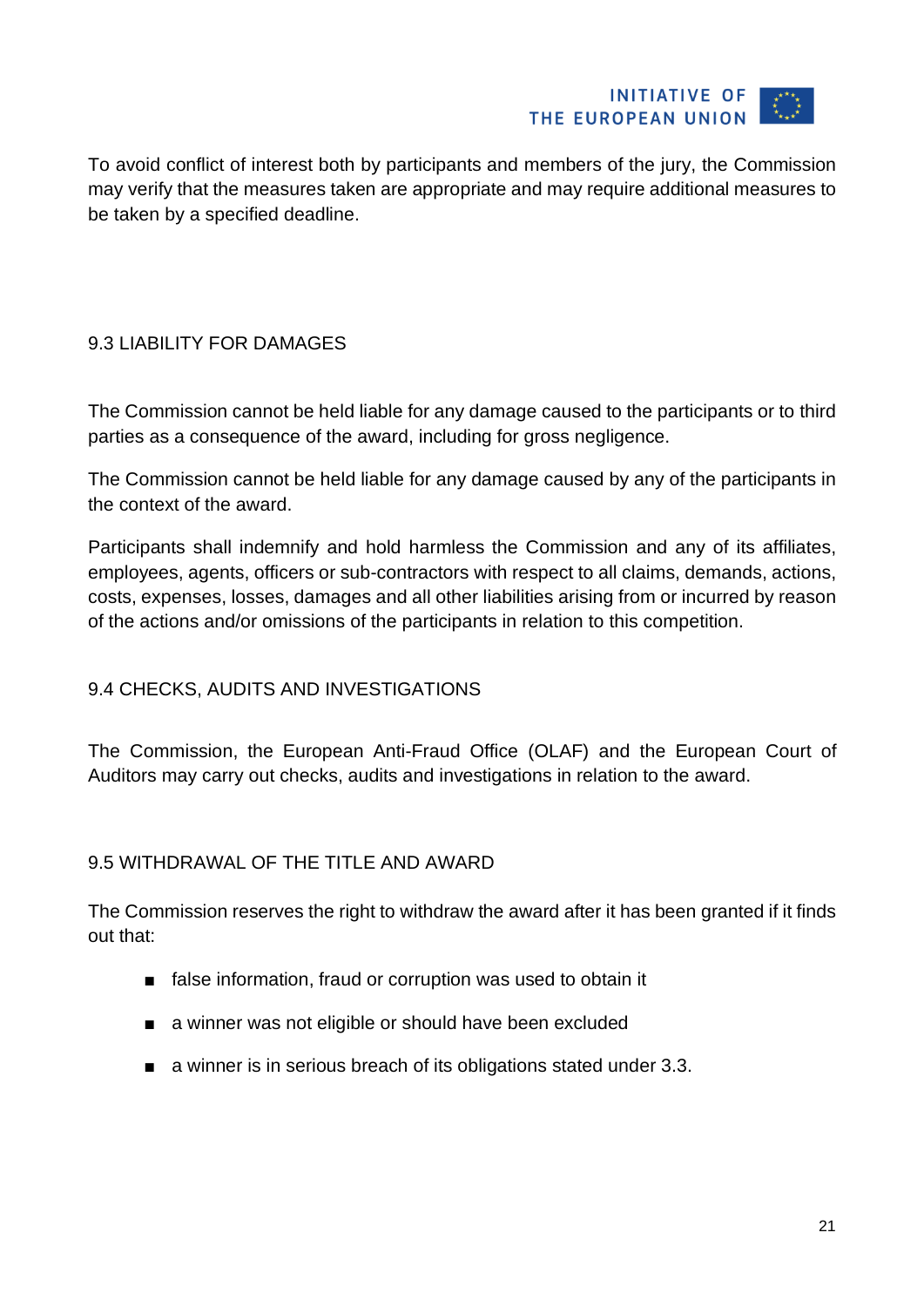To avoid conflict of interest both by participants and members of the jury, the Commission may verify that the measures taken are appropriate and may require additional measures to be taken by a specified deadline.

## 9.3 LIABILITY FOR DAMAGES

The Commission cannot be held liable for any damage caused to the participants or to third parties as a consequence of the award, including for gross negligence.

The Commission cannot be held liable for any damage caused by any of the participants in the context of the award.

Participants shall indemnify and hold harmless the Commission and any of its affiliates, employees, agents, officers or sub-contractors with respect to all claims, demands, actions, costs, expenses, losses, damages and all other liabilities arising from or incurred by reason of the actions and/or omissions of the participants in relation to this competition.

## 9.4 CHECKS, AUDITS AND INVESTIGATIONS

The Commission, the European Anti-Fraud Office (OLAF) and the European Court of Auditors may carry out checks, audits and investigations in relation to the award.

## 9.5 WITHDRAWAL OF THE TITLE AND AWARD

The Commission reserves the right to withdraw the award after it has been granted if it finds out that:

- false information, fraud or corruption was used to obtain it
- a winner was not eligible or should have been excluded
- a winner is in serious breach of its obligations stated under 3.3.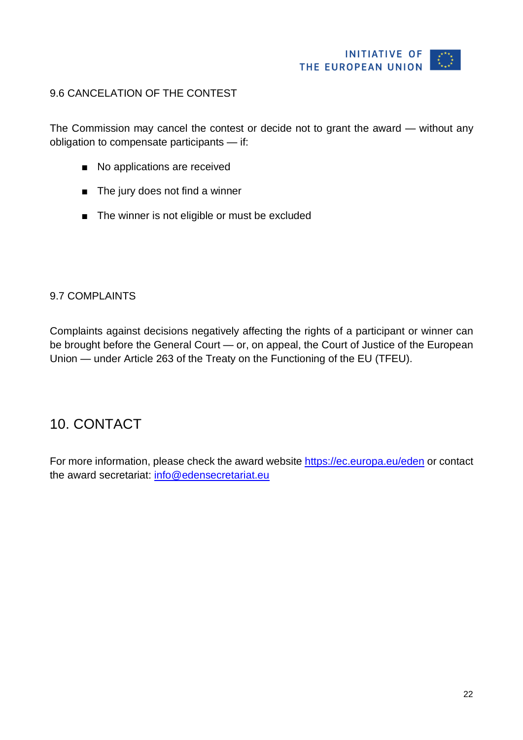### 9.6 CANCELATION OF THE CONTEST

The Commission may cancel the contest or decide not to grant the award — without any obligation to compensate participants — if:

- No applications are received
- The jury does not find a winner
- The winner is not eligible or must be excluded

### 9.7 COMPLAINTS

Complaints against decisions negatively affecting the rights of a participant or winner can be brought before the General Court — or, on appeal, the Court of Justice of the European Union — under Article 263 of the Treaty on the Functioning of the EU (TFEU).

## 10. CONTACT

For more information, please check the award website [https://ec.europa.eu/eden](https://ec.europa.eu/eden) or contact the award secretariat: [info@edensecretariat.eu](mailto:info@edensecretariat.eu)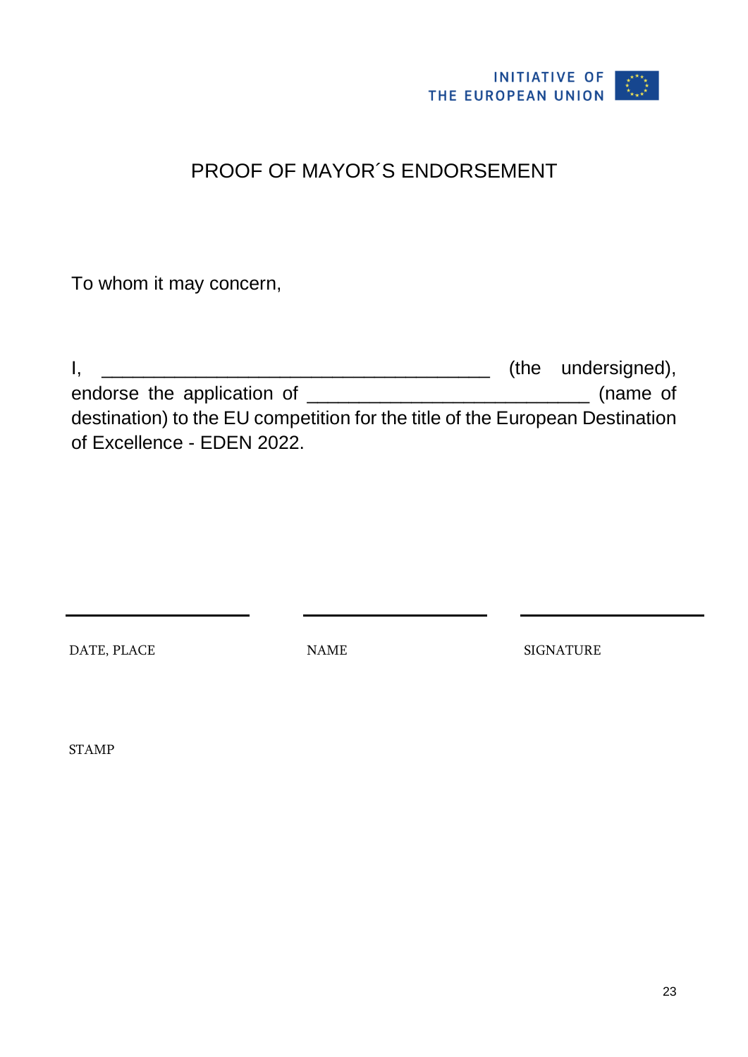INITIATIVE OF THE EUROPEAN UNION

# PROOF OF MAYOR´S ENDORSEMENT

To whom it may concern,

I, ______________________________________ (the undersigned), endorse the application of ___________________________ (name of destination) to the EU competition for the title of the European Destination of Excellence - EDEN 2022.

| | | |
|---|---|---|
| ____________________ | ____________________ | ____________________ |
| DATE, PLACE | NAME | SIGNATURE |

STAMP